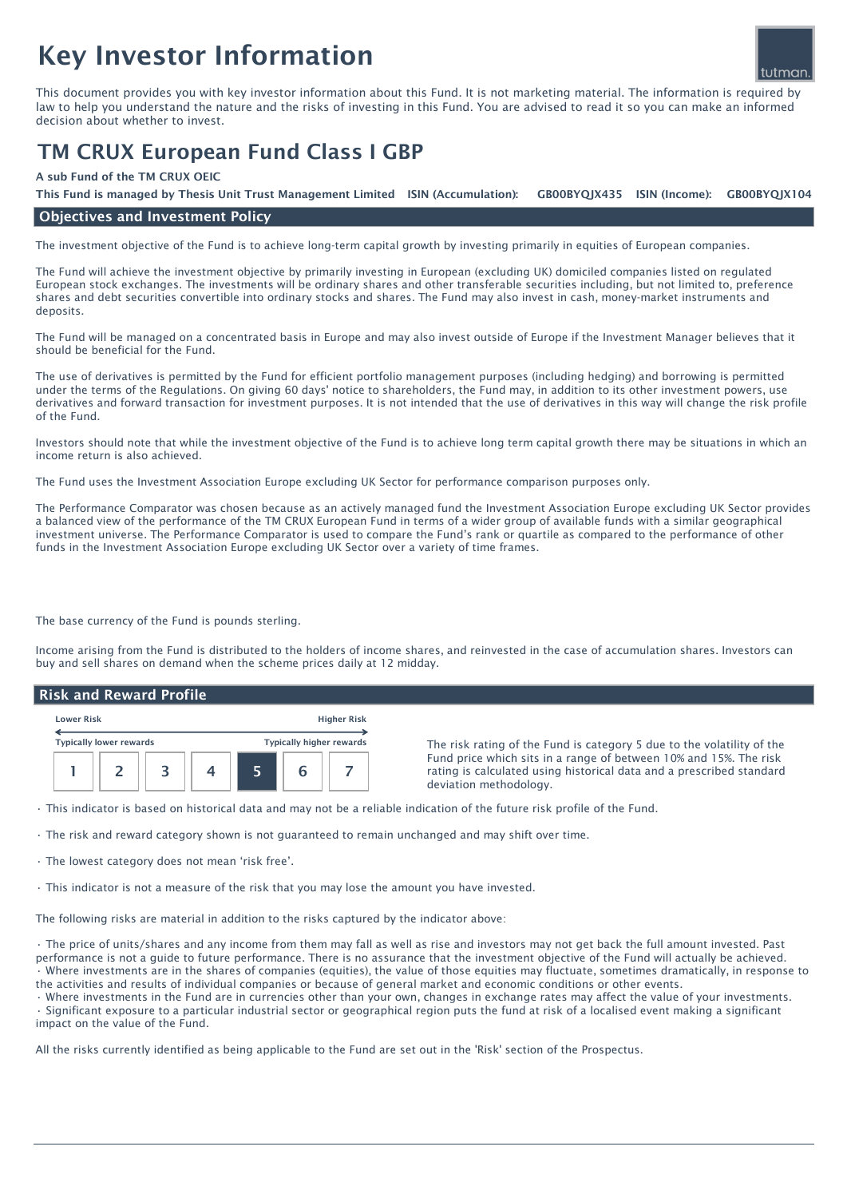# Key Investor Information

This document provides you with key investor information about this Fund. It is not marketing material. The information is required by law to help you understand the nature and the risks of investing in this Fund. You are advised to read it so you can make an informed decision about whether to invest.

## TM CRUX European Fund Class I GBP

**A sub Fund of the TM CRUX OEIC**

**This Fund is managed by Thesis Unit Trust Management Limited ISIN (Accumulation): GB00BYQJX435 ISIN (Income): GB00BYQJX104**

### Objectives and Investment Policy

The investment objective of the Fund is to achieve long-term capital growth by investing primarily in equities of European companies.

The Fund will achieve the investment objective by primarily investing in European (excluding UK) domiciled companies listed on regulated European stock exchanges. The investments will be ordinary shares and other transferable securities including, but not limited to, preference shares and debt securities convertible into ordinary stocks and shares. The Fund may also invest in cash, money-market instruments and deposits.

The Fund will be managed on a concentrated basis in Europe and may also invest outside of Europe if the Investment Manager believes that it should be beneficial for the Fund.

The use of derivatives is permitted by the Fund for efficient portfolio management purposes (including hedging) and borrowing is permitted under the terms of the Regulations. On giving 60 days' notice to shareholders, the Fund may, in addition to its other investment powers, use derivatives and forward transaction for investment purposes. It is not intended that the use of derivatives in this way will change the risk profile of the Fund.

Investors should note that while the investment objective of the Fund is to achieve long term capital growth there may be situations in which an income return is also achieved.

The Fund uses the Investment Association Europe excluding UK Sector for performance comparison purposes only.

The Performance Comparator was chosen because as an actively managed fund the Investment Association Europe excluding UK Sector provides a balanced view of the performance of the TM CRUX European Fund in terms of a wider group of available funds with a similar geographical investment universe. The Performance Comparator is used to compare the Fund's rank or quartile as compared to the performance of other funds in the Investment Association Europe excluding UK Sector over a variety of time frames.

The base currency of the Fund is pounds sterling.

Income arising from the Fund is distributed to the holders of income shares, and reinvested in the case of accumulation shares. Investors can buy and sell shares on demand when the scheme prices daily at 12 midday.

### Risk and Reward Profile

| Lower Risk | | | | | | Higher Risk |
|---|---|---|---|---|---|---|
| Typically lower rewards | | | | | | Typically higher rewards |
| 1 | 2 | 3 | 4 | **5** | 6 | 7 |

The risk rating of the Fund is category 5 due to the volatility of the Fund price which sits in a range of between 10% and 15%. The risk rating is calculated using historical data and a prescribed standard deviation methodology.

- This indicator is based on historical data and may not be a reliable indication of the future risk profile of the Fund.
- The risk and reward category shown is not guaranteed to remain unchanged and may shift over time.
- The lowest category does not mean 'risk free'.
- This indicator is not a measure of the risk that you may lose the amount you have invested.

The following risks are material in addition to the risks captured by the indicator above:

- The price of units/shares and any income from them may fall as well as rise and investors may not get back the full amount invested. Past performance is not a guide to future performance. There is no assurance that the investment objective of the Fund will actually be achieved.
- Where investments are in the shares of companies (equities), the value of those equities may fluctuate, sometimes dramatically, in response to the activities and results of individual companies or because of general market and economic conditions or other events.
- Where investments in the Fund are in currencies other than your own, changes in exchange rates may affect the value of your investments.
- Significant exposure to a particular industrial sector or geographical region puts the fund at risk of a localised event making a significant impact on the value of the Fund.

All the risks currently identified as being applicable to the Fund are set out in the 'Risk' section of the Prospectus.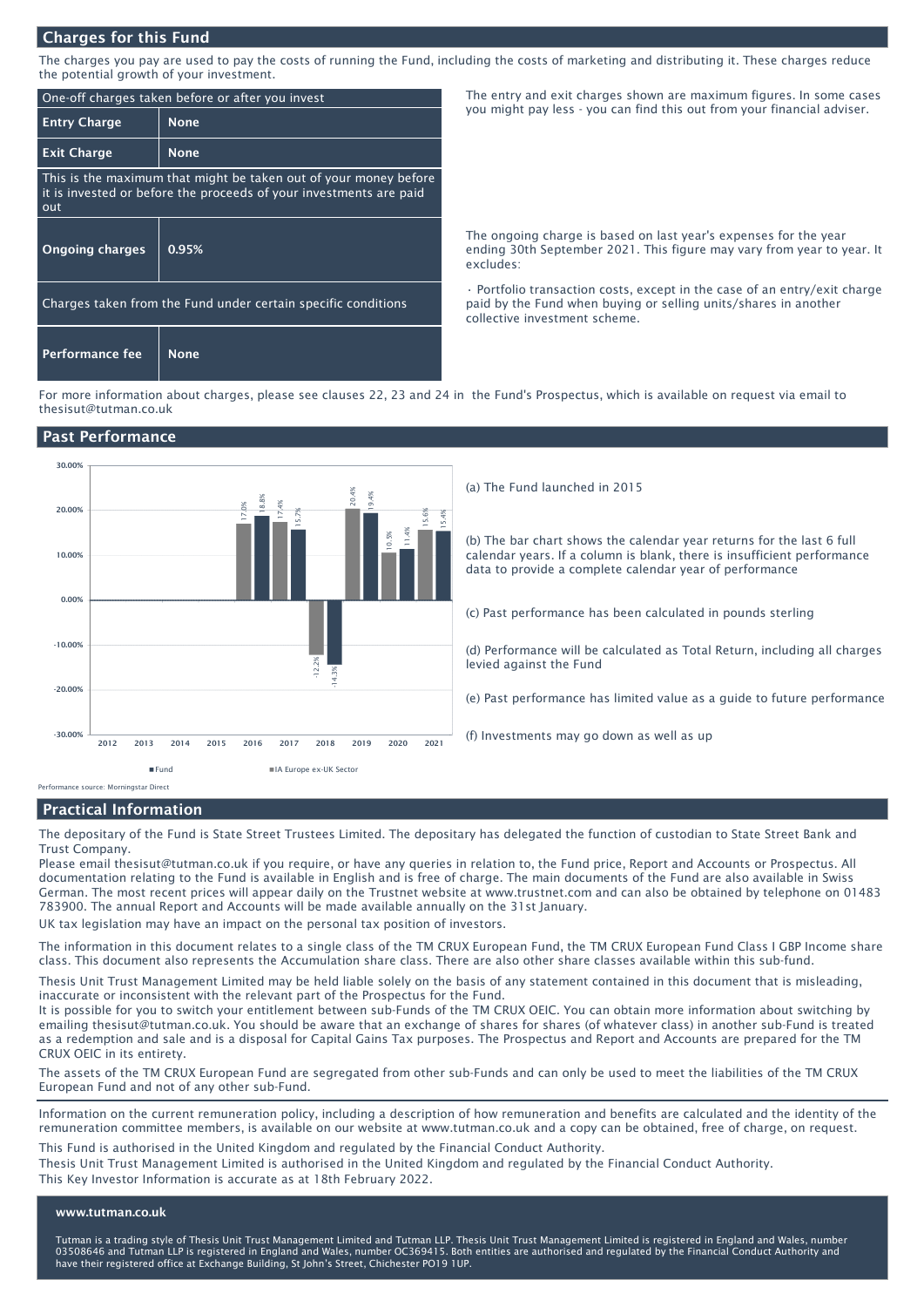## Charges for this Fund

The charges you pay are used to pay the costs of running the Fund, including the costs of marketing and distributing it. These charges reduce the potential growth of your investment.

| One-off charges taken before or after you invest | |
|---|---|
| **Entry Charge** | **None** |
| **Exit Charge** | **None** |
| This is the maximum that might be taken out of your money before it is invested or before the proceeds of your investments are paid out | |
| **Ongoing charges** | **0.95%** |
| Charges taken from the Fund under certain specific conditions | |
| **Performance fee** | **None** |

The entry and exit charges shown are maximum figures. In some cases you might pay less - you can find this out from your financial adviser.

The ongoing charge is based on last year's expenses for the year ending 30th September 2021. This figure may vary from year to year. It excludes:

- Portfolio transaction costs, except in the case of an entry/exit charge paid by the Fund when buying or selling units/shares in another collective investment scheme.

For more information about charges, please see clauses 22, 23 and 24 in the Fund's Prospectus, which is available on request via email to thesisut@tutman.co.uk

## Past Performance

30.00%
20.00%
10.00%
0.00%
-10.00%
-20.00%
-30.00%

17.0% 18.8% 17.4% 15.7% -12.2% -14.3% 20.4% 19.4% 10.5% 11.4% 15.6% 15.4%

2012 2013 2014 2015 2016 2017 2018 2019 2020 2021

Fund IA Europe ex-UK Sector

Performance source: Morningstar Direct

(a) The Fund launched in 2015

(b) The bar chart shows the calendar year returns for the last 6 full calendar years. If a column is blank, there is insufficient performance data to provide a complete calendar year of performance

(c) Past performance has been calculated in pounds sterling

(d) Performance will be calculated as Total Return, including all charges levied against the Fund

(e) Past performance has limited value as a guide to future performance

(f) Investments may go down as well as up

## Practical Information

The depositary of the Fund is State Street Trustees Limited. The depositary has delegated the function of custodian to State Street Bank and Trust Company.

Please email thesisut@tutman.co.uk if you require, or have any queries in relation to, the Fund price, Report and Accounts or Prospectus. All documentation relating to the Fund is available in English and is free of charge. The main documents of the Fund are also available in Swiss German. The most recent prices will appear daily on the Trustnet website at www.trustnet.com and can also be obtained by telephone on 01483 783900. The annual Report and Accounts will be made available annually on the 31st January.

UK tax legislation may have an impact on the personal tax position of investors.

The information in this document relates to a single class of the TM CRUX European Fund, the TM CRUX European Fund Class I GBP Income share class. This document also represents the Accumulation share class. There are also other share classes available within this sub-fund.

Thesis Unit Trust Management Limited may be held liable solely on the basis of any statement contained in this document that is misleading, inaccurate or inconsistent with the relevant part of the Prospectus for the Fund.

It is possible for you to switch your entitlement between sub-Funds of the TM CRUX OEIC. You can obtain more information about switching by emailing thesisut@tutman.co.uk. You should be aware that an exchange of shares for shares (of whatever class) in another sub-Fund is treated as a redemption and sale and is a disposal for Capital Gains Tax purposes. The Prospectus and Report and Accounts are prepared for the TM CRUX OEIC in its entirety.

The assets of the TM CRUX European Fund are segregated from other sub-Funds and can only be used to meet the liabilities of the TM CRUX European Fund and not of any other sub-Fund.

Information on the current remuneration policy, including a description of how remuneration and benefits are calculated and the identity of the remuneration committee members, is available on our website at www.tutman.co.uk and a copy can be obtained, free of charge, on request.

This Fund is authorised in the United Kingdom and regulated by the Financial Conduct Authority.

Thesis Unit Trust Management Limited is authorised in the United Kingdom and regulated by the Financial Conduct Authority.

This Key Investor Information is accurate as at 18th February 2022.

**www.tutman.co.uk**

Tutman is a trading style of Thesis Unit Trust Management Limited and Tutman LLP. Thesis Unit Trust Management Limited is registered in England and Wales, number 03508646 and Tutman LLP is registered in England and Wales, number OC369415. Both entities are authorised and regulated by the Financial Conduct Authority and have their registered office at Exchange Building, St John's Street, Chichester PO19 1UP.